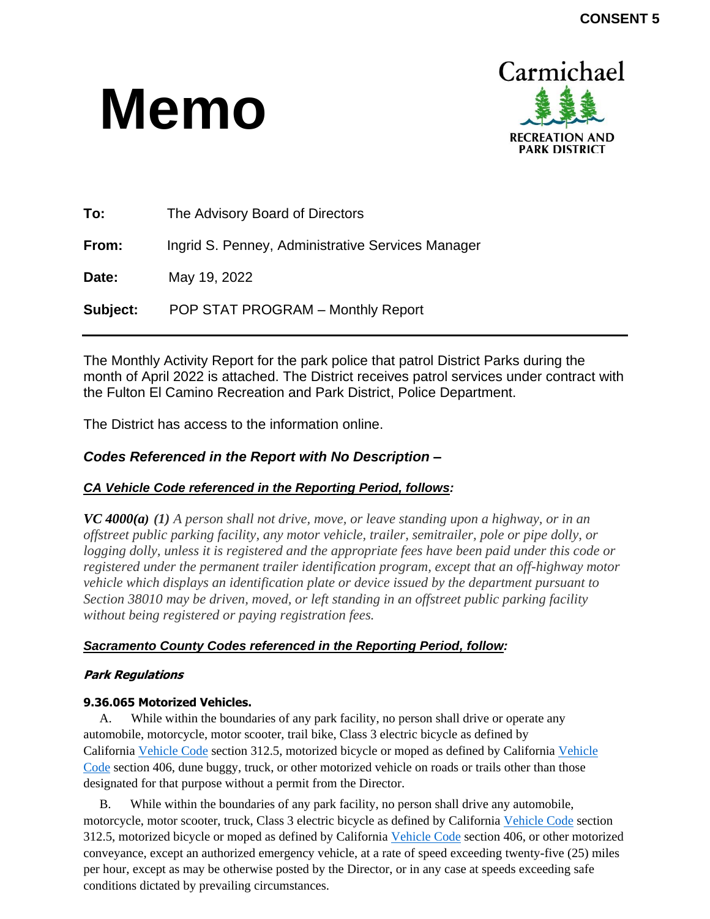CONSENT 5

# Memo

Carmichael

RECREATION AND PARK DISTRICT

**To:** The Advisory Board of Directors

**From:** Ingrid S. Penney, Administrative Services Manager

**Date:** May 19, 2022

**Subject:** POP STAT PROGRAM – Monthly Report

---

The Monthly Activity Report for the park police that patrol District Parks during the month of April 2022 is attached. The District receives patrol services under contract with the Fulton El Camino Recreation and Park District, Police Department.

The District has access to the information online.

### *Codes Referenced in the Report with No Description –*

***CA Vehicle Code referenced in the Reporting Period, follows:***

***VC 4000(a) (1)*** *A person shall not drive, move, or leave standing upon a highway, or in an offstreet public parking facility, any motor vehicle, trailer, semitrailer, pole or pipe dolly, or logging dolly, unless it is registered and the appropriate fees have been paid under this code or registered under the permanent trailer identification program, except that an off-highway motor vehicle which displays an identification plate or device issued by the department pursuant to Section 38010 may be driven, moved, or left standing in an offstreet public parking facility without being registered or paying registration fees.*

***Sacramento County Codes referenced in the Reporting Period, follow:***

***Park Regulations***

**9.36.065 Motorized Vehicles.**

A. While within the boundaries of any park facility, no person shall drive or operate any automobile, motorcycle, motor scooter, trail bike, Class 3 electric bicycle as defined by California Vehicle Code section 312.5, motorized bicycle or moped as defined by California Vehicle Code section 406, dune buggy, truck, or other motorized vehicle on roads or trails other than those designated for that purpose without a permit from the Director.

B. While within the boundaries of any park facility, no person shall drive any automobile, motorcycle, motor scooter, truck, Class 3 electric bicycle as defined by California Vehicle Code section 312.5, motorized bicycle or moped as defined by California Vehicle Code section 406, or other motorized conveyance, except an authorized emergency vehicle, at a rate of speed exceeding twenty-five (25) miles per hour, except as may be otherwise posted by the Director, or in any case at speeds exceeding safe conditions dictated by prevailing circumstances.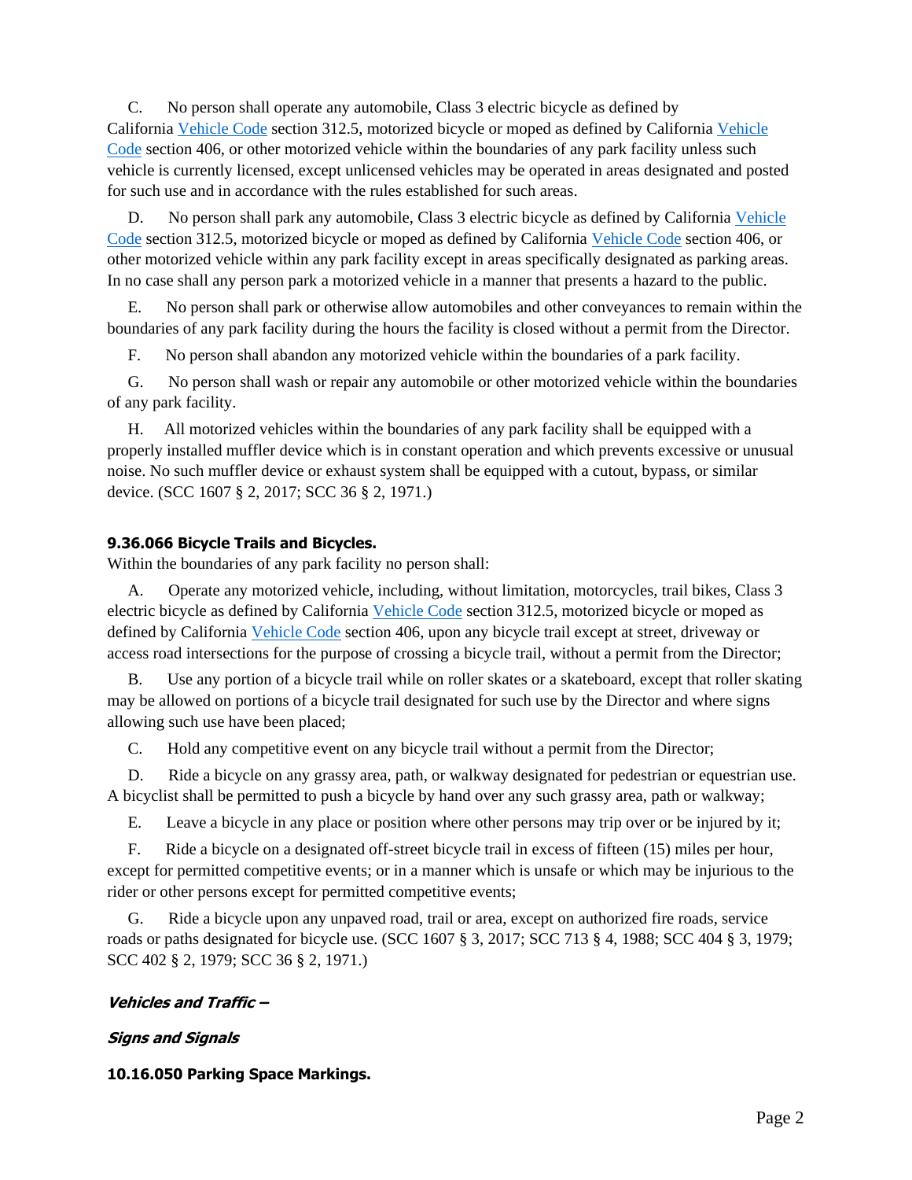C. No person shall operate any automobile, Class 3 electric bicycle as defined by California Vehicle Code section 312.5, motorized bicycle or moped as defined by California Vehicle Code section 406, or other motorized vehicle within the boundaries of any park facility unless such vehicle is currently licensed, except unlicensed vehicles may be operated in areas designated and posted for such use and in accordance with the rules established for such areas.

D. No person shall park any automobile, Class 3 electric bicycle as defined by California Vehicle Code section 312.5, motorized bicycle or moped as defined by California Vehicle Code section 406, or other motorized vehicle within any park facility except in areas specifically designated as parking areas. In no case shall any person park a motorized vehicle in a manner that presents a hazard to the public.

E. No person shall park or otherwise allow automobiles and other conveyances to remain within the boundaries of any park facility during the hours the facility is closed without a permit from the Director.

F. No person shall abandon any motorized vehicle within the boundaries of a park facility.

G. No person shall wash or repair any automobile or other motorized vehicle within the boundaries of any park facility.

H. All motorized vehicles within the boundaries of any park facility shall be equipped with a properly installed muffler device which is in constant operation and which prevents excessive or unusual noise. No such muffler device or exhaust system shall be equipped with a cutout, bypass, or similar device. (SCC 1607 § 2, 2017; SCC 36 § 2, 1971.)

**9.36.066 Bicycle Trails and Bicycles.**

Within the boundaries of any park facility no person shall:

A. Operate any motorized vehicle, including, without limitation, motorcycles, trail bikes, Class 3 electric bicycle as defined by California Vehicle Code section 312.5, motorized bicycle or moped as defined by California Vehicle Code section 406, upon any bicycle trail except at street, driveway or access road intersections for the purpose of crossing a bicycle trail, without a permit from the Director;

B. Use any portion of a bicycle trail while on roller skates or a skateboard, except that roller skating may be allowed on portions of a bicycle trail designated for such use by the Director and where signs allowing such use have been placed;

C. Hold any competitive event on any bicycle trail without a permit from the Director;

D. Ride a bicycle on any grassy area, path, or walkway designated for pedestrian or equestrian use. A bicyclist shall be permitted to push a bicycle by hand over any such grassy area, path or walkway;

E. Leave a bicycle in any place or position where other persons may trip over or be injured by it;

F. Ride a bicycle on a designated off-street bicycle trail in excess of fifteen (15) miles per hour, except for permitted competitive events; or in a manner which is unsafe or which may be injurious to the rider or other persons except for permitted competitive events;

G. Ride a bicycle upon any unpaved road, trail or area, except on authorized fire roads, service roads or paths designated for bicycle use. (SCC 1607 § 3, 2017; SCC 713 § 4, 1988; SCC 404 § 3, 1979; SCC 402 § 2, 1979; SCC 36 § 2, 1971.)

***Vehicles and Traffic –***

***Signs and Signals***

**10.16.050 Parking Space Markings.**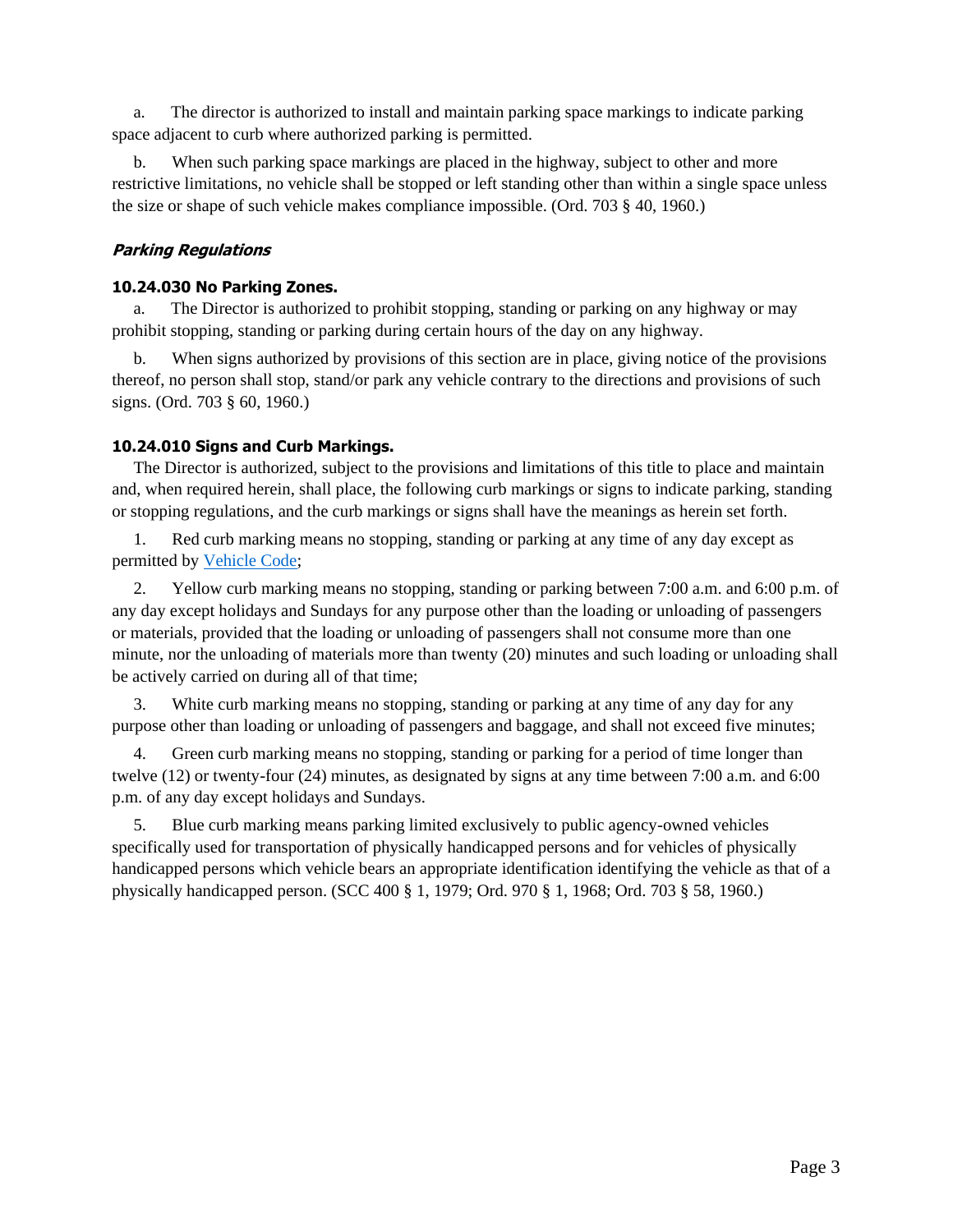a. The director is authorized to install and maintain parking space markings to indicate parking space adjacent to curb where authorized parking is permitted.

b. When such parking space markings are placed in the highway, subject to other and more restrictive limitations, no vehicle shall be stopped or left standing other than within a single space unless the size or shape of such vehicle makes compliance impossible. (Ord. 703 § 40, 1960.)

### *Parking Regulations*

#### 10.24.030 No Parking Zones.

a. The Director is authorized to prohibit stopping, standing or parking on any highway or may prohibit stopping, standing or parking during certain hours of the day on any highway.

b. When signs authorized by provisions of this section are in place, giving notice of the provisions thereof, no person shall stop, stand/or park any vehicle contrary to the directions and provisions of such signs. (Ord. 703 § 60, 1960.)

#### 10.24.010 Signs and Curb Markings.

The Director is authorized, subject to the provisions and limitations of this title to place and maintain and, when required herein, shall place, the following curb markings or signs to indicate parking, standing or stopping regulations, and the curb markings or signs shall have the meanings as herein set forth.

1. Red curb marking means no stopping, standing or parking at any time of any day except as permitted by Vehicle Code;

2. Yellow curb marking means no stopping, standing or parking between 7:00 a.m. and 6:00 p.m. of any day except holidays and Sundays for any purpose other than the loading or unloading of passengers or materials, provided that the loading or unloading of passengers shall not consume more than one minute, nor the unloading of materials more than twenty (20) minutes and such loading or unloading shall be actively carried on during all of that time;

3. White curb marking means no stopping, standing or parking at any time of any day for any purpose other than loading or unloading of passengers and baggage, and shall not exceed five minutes;

4. Green curb marking means no stopping, standing or parking for a period of time longer than twelve (12) or twenty-four (24) minutes, as designated by signs at any time between 7:00 a.m. and 6:00 p.m. of any day except holidays and Sundays.

5. Blue curb marking means parking limited exclusively to public agency-owned vehicles specifically used for transportation of physically handicapped persons and for vehicles of physically handicapped persons which vehicle bears an appropriate identification identifying the vehicle as that of a physically handicapped person. (SCC 400 § 1, 1979; Ord. 970 § 1, 1968; Ord. 703 § 58, 1960.)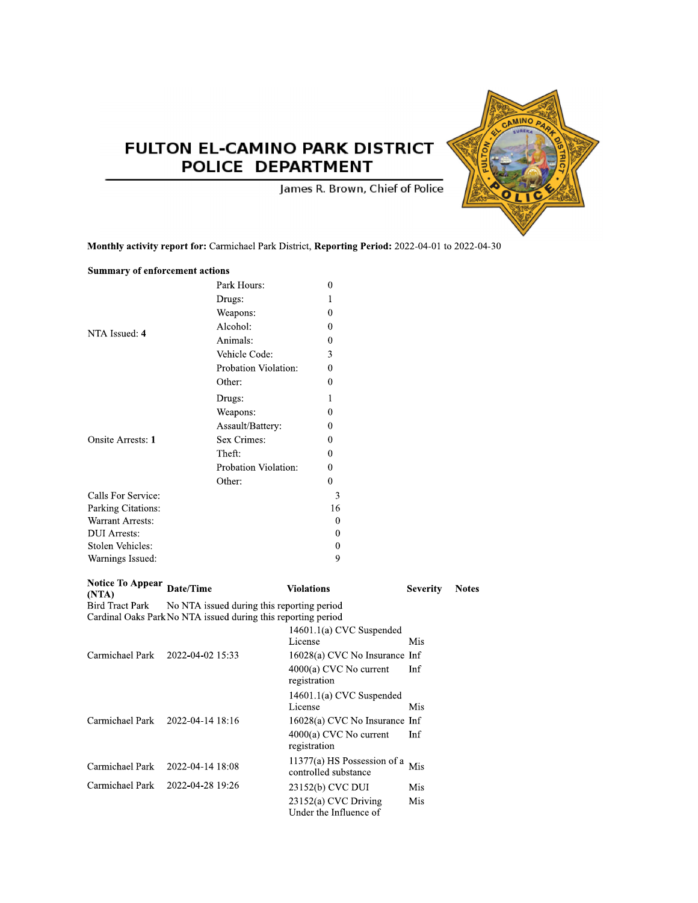# FULTON EL-CAMINO PARK DISTRICT POLICE DEPARTMENT

James R. Brown, Chief of Police

**Monthly activity report for:** Carmichael Park District, **Reporting Period:** 2022-04-01 to 2022-04-30

**Summary of enforcement actions**

| | | |
|---|---|---|
| NTA Issued: **4** | Park Hours: | 0 |
| | Drugs: | 1 |
| | Weapons: | 0 |
| | Alcohol: | 0 |
| | Animals: | 0 |
| | Vehicle Code: | 3 |
| | Probation Violation: | 0 |
| | Other: | 0 |
| Onsite Arrests: **1** | Drugs: | 1 |
| | Weapons: | 0 |
| | Assault/Battery: | 0 |
| | Sex Crimes: | 0 |
| | Theft: | 0 |
| | Probation Violation: | 0 |
| | Other: | 0 |
| Calls For Service: | | 3 |
| Parking Citations: | | 16 |
| Warrant Arrests: | | 0 |
| DUI Arrests: | | 0 |
| Stolen Vehicles: | | 0 |
| Warnings Issued: | | 9 |

| Notice To Appear (NTA) | Date/Time | Violations | Severity | Notes |
|---|---|---|---|---|
| Bird Tract Park | No NTA issued during this reporting period | | | |
| Cardinal Oaks Park | No NTA issued during this reporting period | | | |
| Carmichael Park | 2022-04-02 15:33 | 14601.1(a) CVC Suspended License | Mis | |
| | | 16028(a) CVC No Insurance | Inf | |
| | | 4000(a) CVC No current registration | Inf | |
| Carmichael Park | 2022-04-14 18:16 | 14601.1(a) CVC Suspended License | Mis | |
| | | 16028(a) CVC No Insurance | Inf | |
| | | 4000(a) CVC No current registration | Inf | |
| Carmichael Park | 2022-04-14 18:08 | 11377(a) HS Possession of a controlled substance | Mis | |
| Carmichael Park | 2022-04-28 19:26 | 23152(b) CVC DUI | Mis | |
| | | 23152(a) CVC Driving Under the Influence of | Mis | |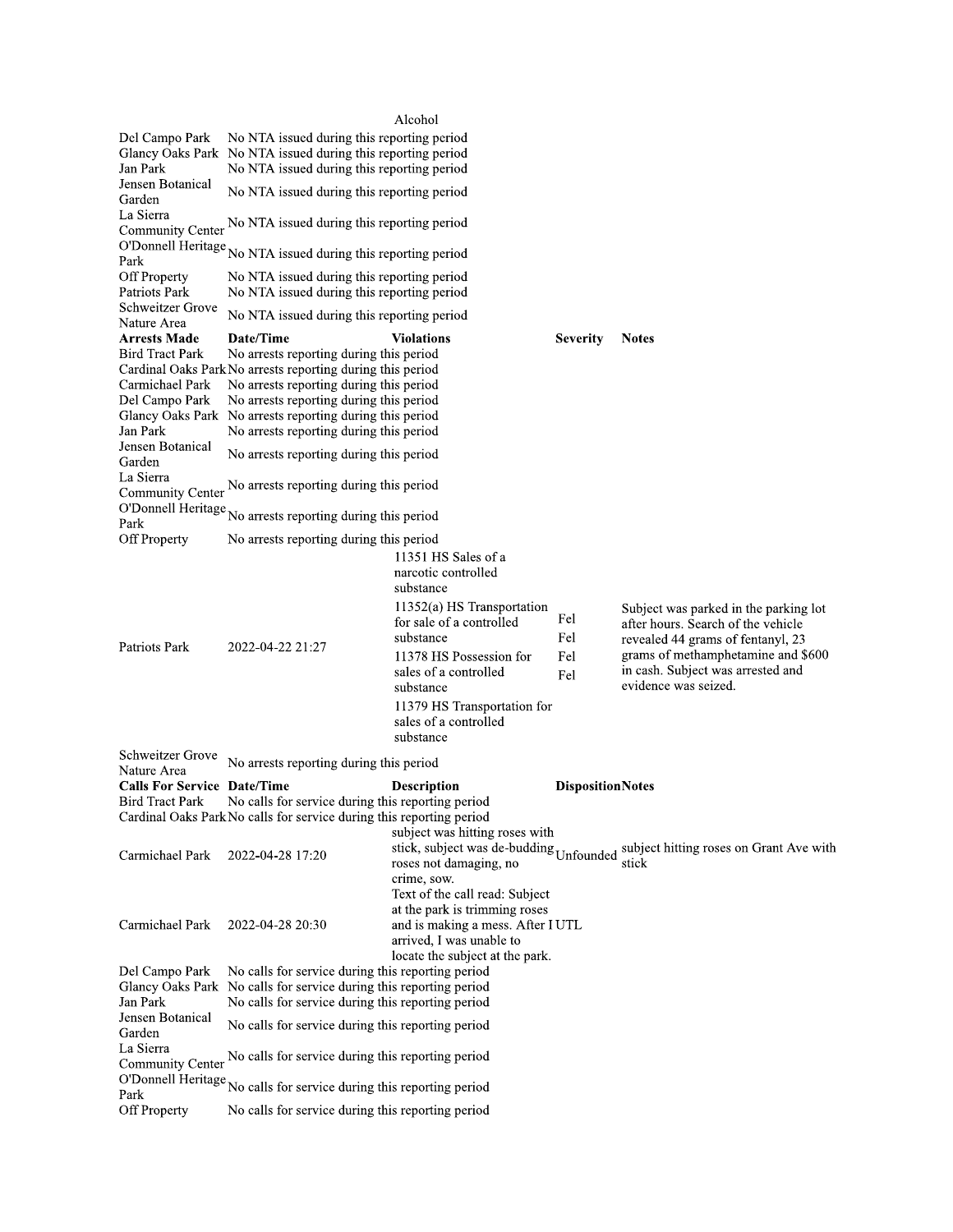| | | | | |
|---|---|---|---|---|
| | | Alcohol | | |
| Del Campo Park | No NTA issued during this reporting period | | | |
| Glancy Oaks Park | No NTA issued during this reporting period | | | |
| Jan Park | No NTA issued during this reporting period | | | |
| Jensen Botanical Garden | No NTA issued during this reporting period | | | |
| La Sierra Community Center | No NTA issued during this reporting period | | | |
| O'Donnell Heritage Park | No NTA issued during this reporting period | | | |
| Off Property | No NTA issued during this reporting period | | | |
| Patriots Park | No NTA issued during this reporting period | | | |
| Schweitzer Grove Nature Area | No NTA issued during this reporting period | | | |

| **Arrests Made** | **Date/Time** | **Violations** | **Severity** | **Notes** |
|---|---|---|---|---|
| Bird Tract Park | No arrests reporting during this period | | | |
| Cardinal Oaks Park | No arrests reporting during this period | | | |
| Carmichael Park | No arrests reporting during this period | | | |
| Del Campo Park | No arrests reporting during this period | | | |
| Glancy Oaks Park | No arrests reporting during this period | | | |
| Jan Park | No arrests reporting during this period | | | |
| Jensen Botanical Garden | No arrests reporting during this period | | | |
| La Sierra Community Center | No arrests reporting during this period | | | |
| O'Donnell Heritage Park | No arrests reporting during this period | | | |
| Off Property | No arrests reporting during this period | | | |
| Patriots Park | 2022-04-22 21:27 | 11351 HS Sales of a narcotic controlled substance<br>11352(a) HS Transportation for sale of a controlled substance<br>11378 HS Possession for sales of a controlled substance<br>11379 HS Transportation for sales of a controlled substance | Fel<br>Fel<br>Fel<br>Fel | Subject was parked in the parking lot after hours. Search of the vehicle revealed 44 grams of fentanyl, 23 grams of methamphetamine and $600 in cash. Subject was arrested and evidence was seized. |
| Schweitzer Grove Nature Area | No arrests reporting during this period | | | |

| **Calls For Service** | **Date/Time** | **Description** | **Disposition** | **Notes** |
|---|---|---|---|---|
| Bird Tract Park | No calls for service during this reporting period | | | |
| Cardinal Oaks Park | No calls for service during this reporting period | | | |
| Carmichael Park | 2022-04-28 17:20 | subject was hitting roses with stick, subject was de-budding roses not damaging, no crime, sow. | Unfounded | subject hitting roses on Grant Ave with stick |
| Carmichael Park | 2022-04-28 20:30 | Text of the call read: Subject at the park is trimming roses and is making a mess. After I arrived, I was unable to locate the subject at the park. | UTL | |
| Del Campo Park | No calls for service during this reporting period | | | |
| Glancy Oaks Park | No calls for service during this reporting period | | | |
| Jan Park | No calls for service during this reporting period | | | |
| Jensen Botanical Garden | No calls for service during this reporting period | | | |
| La Sierra Community Center | No calls for service during this reporting period | | | |
| O'Donnell Heritage Park | No calls for service during this reporting period | | | |
| Off Property | No calls for service during this reporting period | | | |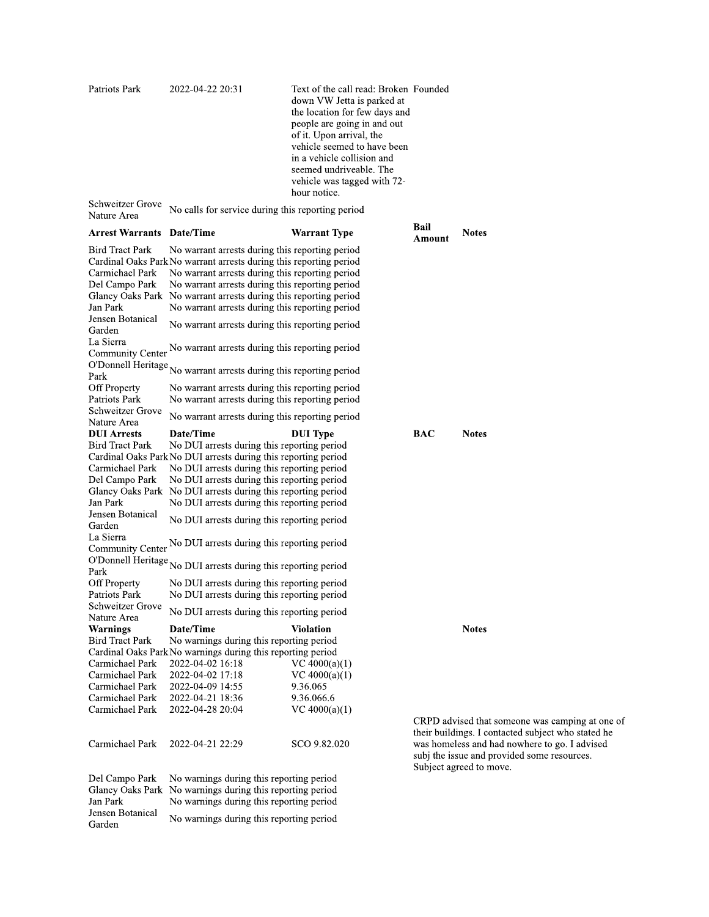| | | | | |
|---|---|---|---|---|
| Patriots Park | 2022-04-22 20:31 | Text of the call read: Broken down VW Jetta is parked at the location for few days and people are going in and out of it. Upon arrival, the vehicle seemed to have been in a vehicle collision and seemed undriveable. The vehicle was tagged with 72-hour notice. | Founded | |
| Schweitzer Grove Nature Area | No calls for service during this reporting period | | | |
| **Arrest Warrants** | **Date/Time** | **Warrant Type** | **Bail Amount** | **Notes** |
| Bird Tract Park | No warrant arrests during this reporting period | | | |
| Cardinal Oaks Park | No warrant arrests during this reporting period | | | |
| Carmichael Park | No warrant arrests during this reporting period | | | |
| Del Campo Park | No warrant arrests during this reporting period | | | |
| Glancy Oaks Park | No warrant arrests during this reporting period | | | |
| Jan Park | No warrant arrests during this reporting period | | | |
| Jensen Botanical Garden | No warrant arrests during this reporting period | | | |
| La Sierra Community Center | No warrant arrests during this reporting period | | | |
| O'Donnell Heritage Park | No warrant arrests during this reporting period | | | |
| Off Property | No warrant arrests during this reporting period | | | |
| Patriots Park | No warrant arrests during this reporting period | | | |
| Schweitzer Grove Nature Area | No warrant arrests during this reporting period | | | |
| **DUI Arrests** | **Date/Time** | **DUI Type** | **BAC** | **Notes** |
| Bird Tract Park | No DUI arrests during this reporting period | | | |
| Cardinal Oaks Park | No DUI arrests during this reporting period | | | |
| Carmichael Park | No DUI arrests during this reporting period | | | |
| Del Campo Park | No DUI arrests during this reporting period | | | |
| Glancy Oaks Park | No DUI arrests during this reporting period | | | |
| Jan Park | No DUI arrests during this reporting period | | | |
| Jensen Botanical Garden | No DUI arrests during this reporting period | | | |
| La Sierra Community Center | No DUI arrests during this reporting period | | | |
| O'Donnell Heritage Park | No DUI arrests during this reporting period | | | |
| Off Property | No DUI arrests during this reporting period | | | |
| Patriots Park | No DUI arrests during this reporting period | | | |
| Schweitzer Grove Nature Area | No DUI arrests during this reporting period | | | |
| **Warnings** | **Date/Time** | **Violation** | | **Notes** |
| Bird Tract Park | No warnings during this reporting period | | | |
| Cardinal Oaks Park | No warnings during this reporting period | | | |
| Carmichael Park | 2022-04-02 16:18 | VC 4000(a)(1) | | |
| Carmichael Park | 2022-04-02 17:18 | VC 4000(a)(1) | | |
| Carmichael Park | 2022-04-09 14:55 | 9.36.065 | | |
| Carmichael Park | 2022-04-21 18:36 | 9.36.066.6 | | |
| Carmichael Park | 2022-04-28 20:04 | VC 4000(a)(1) | | |
| Carmichael Park | 2022-04-21 22:29 | SCO 9.82.020 | CRPD advised that someone was camping at one of their buildings. I contacted subject who stated he was homeless and had nowhere to go. I advised subj the issue and provided some resources. Subject agreed to move. | |
| Del Campo Park | No warnings during this reporting period | | | |
| Glancy Oaks Park | No warnings during this reporting period | | | |
| Jan Park | No warnings during this reporting period | | | |
| Jensen Botanical Garden | No warnings during this reporting period | | | |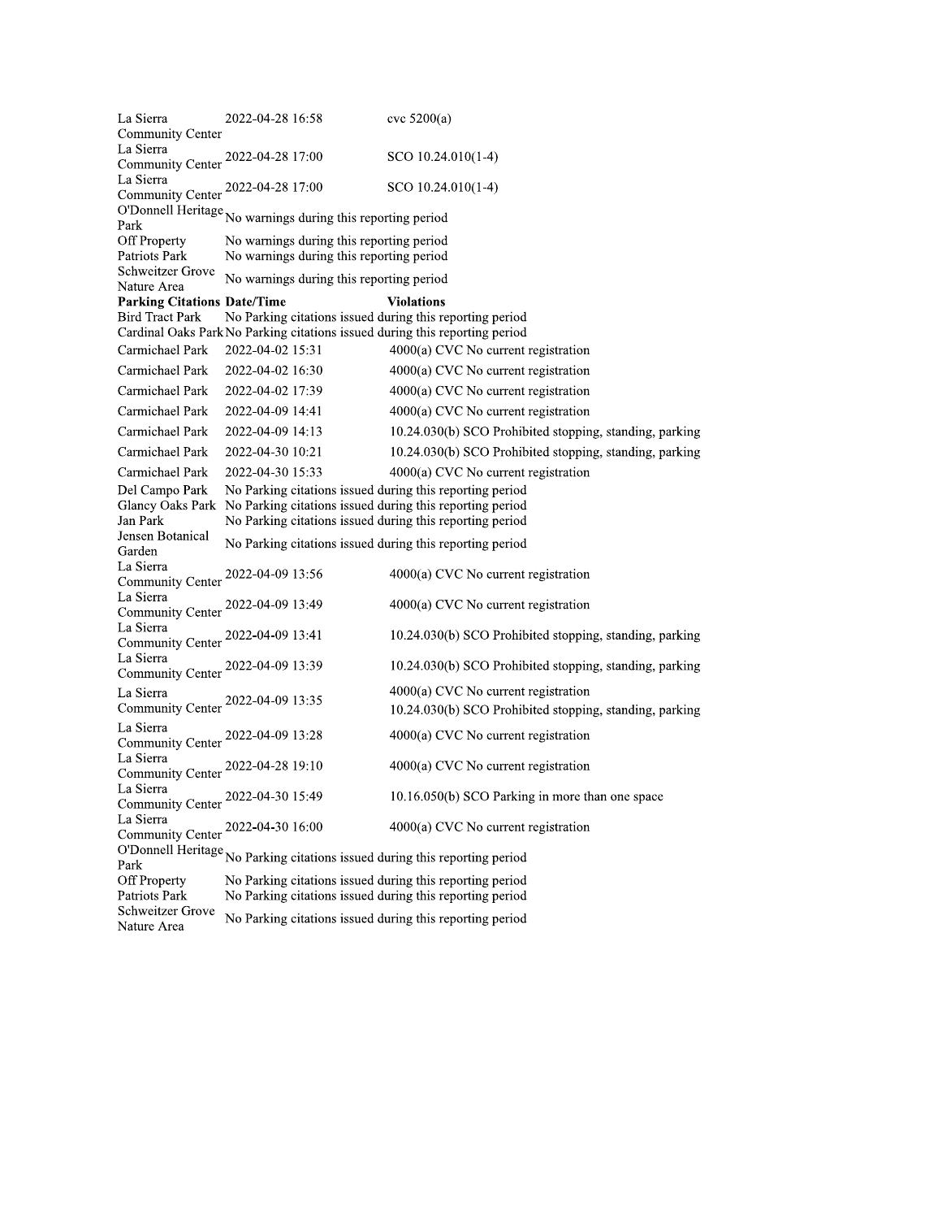| | | |
|---|---|---|
| La Sierra Community Center | 2022-04-28 16:58 | cvc 5200(a) |
| La Sierra Community Center | 2022-04-28 17:00 | SCO 10.24.010(1-4) |
| La Sierra Community Center | 2022-04-28 17:00 | SCO 10.24.010(1-4) |
| O'Donnell Heritage Park | No warnings during this reporting period | |
| Off Property | No warnings during this reporting period | |
| Patriots Park | No warnings during this reporting period | |
| Schweitzer Grove Nature Area | No warnings during this reporting period | |
| **Parking Citations** | **Date/Time** | **Violations** |
| Bird Tract Park | No Parking citations issued during this reporting period | |
| Cardinal Oaks Park | No Parking citations issued during this reporting period | |
| Carmichael Park | 2022-04-02 15:31 | 4000(a) CVC No current registration |
| Carmichael Park | 2022-04-02 16:30 | 4000(a) CVC No current registration |
| Carmichael Park | 2022-04-02 17:39 | 4000(a) CVC No current registration |
| Carmichael Park | 2022-04-09 14:41 | 4000(a) CVC No current registration |
| Carmichael Park | 2022-04-09 14:13 | 10.24.030(b) SCO Prohibited stopping, standing, parking |
| Carmichael Park | 2022-04-30 10:21 | 10.24.030(b) SCO Prohibited stopping, standing, parking |
| Carmichael Park | 2022-04-30 15:33 | 4000(a) CVC No current registration |
| Del Campo Park | No Parking citations issued during this reporting period | |
| Glancy Oaks Park | No Parking citations issued during this reporting period | |
| Jan Park | No Parking citations issued during this reporting period | |
| Jensen Botanical Garden | No Parking citations issued during this reporting period | |
| La Sierra Community Center | 2022-04-09 13:56 | 4000(a) CVC No current registration |
| La Sierra Community Center | 2022-04-09 13:49 | 4000(a) CVC No current registration |
| La Sierra Community Center | 2022-04-09 13:41 | 10.24.030(b) SCO Prohibited stopping, standing, parking |
| La Sierra Community Center | 2022-04-09 13:39 | 10.24.030(b) SCO Prohibited stopping, standing, parking |
| La Sierra Community Center | 2022-04-09 13:35 | 4000(a) CVC No current registration<br>10.24.030(b) SCO Prohibited stopping, standing, parking |
| La Sierra Community Center | 2022-04-09 13:28 | 4000(a) CVC No current registration |
| La Sierra Community Center | 2022-04-28 19:10 | 4000(a) CVC No current registration |
| La Sierra Community Center | 2022-04-30 15:49 | 10.16.050(b) SCO Parking in more than one space |
| La Sierra Community Center | 2022-04-30 16:00 | 4000(a) CVC No current registration |
| O'Donnell Heritage Park | No Parking citations issued during this reporting period | |
| Off Property | No Parking citations issued during this reporting period | |
| Patriots Park | No Parking citations issued during this reporting period | |
| Schweitzer Grove Nature Area | No Parking citations issued during this reporting period | |